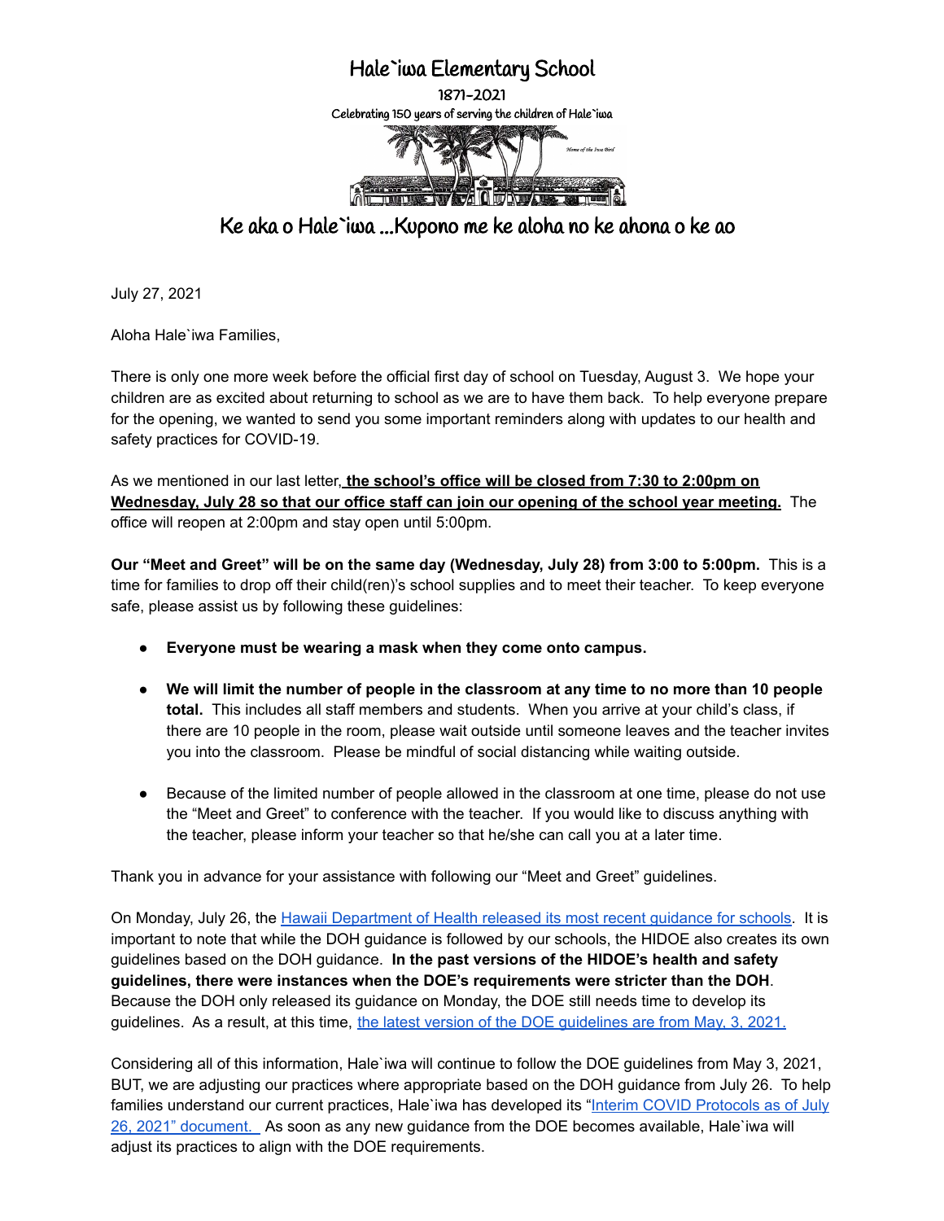# Hale`iwa Elementary School

1871-2021

Celebrating 150 years of serving the children of Hale`iwa

*Home of the Iwa Bird*

## Ke aka o Hale`iwa ...Kupono me ke aloha no ke ahona o ke ao

July 27, 2021

Aloha Hale`iwa Families,

There is only one more week before the official first day of school on Tuesday, August 3. We hope your children are as excited about returning to school as we are to have them back. To help everyone prepare for the opening, we wanted to send you some important reminders along with updates to our health and safety practices for COVID-19.

As we mentioned in our last letter, **the school's office will be closed from 7:30 to 2:00pm on Wednesday, July 28 so that our office staff can join our opening of the school year meeting.** The office will reopen at 2:00pm and stay open until 5:00pm.

**Our "Meet and Greet" will be on the same day (Wednesday, July 28) from 3:00 to 5:00pm.** This is a time for families to drop off their child(ren)'s school supplies and to meet their teacher. To keep everyone safe, please assist us by following these guidelines:

- **Everyone must be wearing a mask when they come onto campus.**
- **We will limit the number of people in the classroom at any time to no more than 10 people total.** This includes all staff members and students. When you arrive at your child's class, if there are 10 people in the room, please wait outside until someone leaves and the teacher invites you into the classroom. Please be mindful of social distancing while waiting outside.
- Because of the limited number of people allowed in the classroom at one time, please do not use the "Meet and Greet" to conference with the teacher. If you would like to discuss anything with the teacher, please inform your teacher so that he/she can call you at a later time.

Thank you in advance for your assistance with following our "Meet and Greet" guidelines.

On Monday, July 26, the Hawaii Department of Health released its most recent guidance for schools. It is important to note that while the DOH guidance is followed by our schools, the HIDOE also creates its own guidelines based on the DOH guidance. **In the past versions of the HIDOE's health and safety guidelines, there were instances when the DOE's requirements were stricter than the DOH**. Because the DOH only released its guidance on Monday, the DOE still needs time to develop its guidelines. As a result, at this time, the latest version of the DOE guidelines are from May, 3, 2021.

Considering all of this information, Hale`iwa will continue to follow the DOE guidelines from May 3, 2021, BUT, we are adjusting our practices where appropriate based on the DOH guidance from July 26. To help families understand our current practices, Hale`iwa has developed its "Interim COVID Protocols as of July 26, 2021" document. As soon as any new guidance from the DOE becomes available, Hale`iwa will adjust its practices to align with the DOE requirements.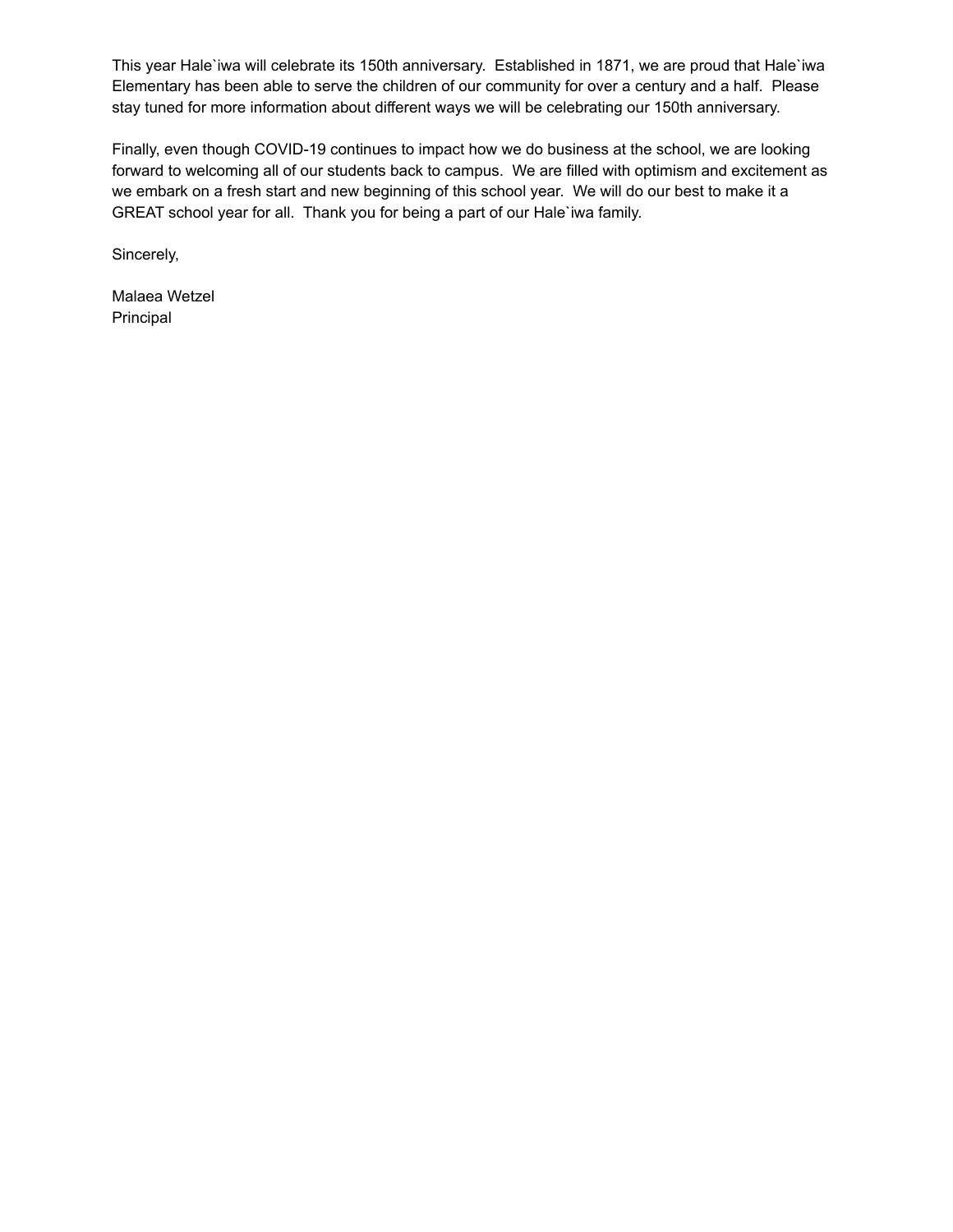This year Hale`iwa will celebrate its 150th anniversary.  Established in 1871, we are proud that Hale`iwa Elementary has been able to serve the children of our community for over a century and a half.  Please stay tuned for more information about different ways we will be celebrating our 150th anniversary.

Finally, even though COVID-19 continues to impact how we do business at the school, we are looking forward to welcoming all of our students back to campus.  We are filled with optimism and excitement as we embark on a fresh start and new beginning of this school year.  We will do our best to make it a GREAT school year for all.  Thank you for being a part of our Hale`iwa family.

Sincerely,

Malaea Wetzel
Principal